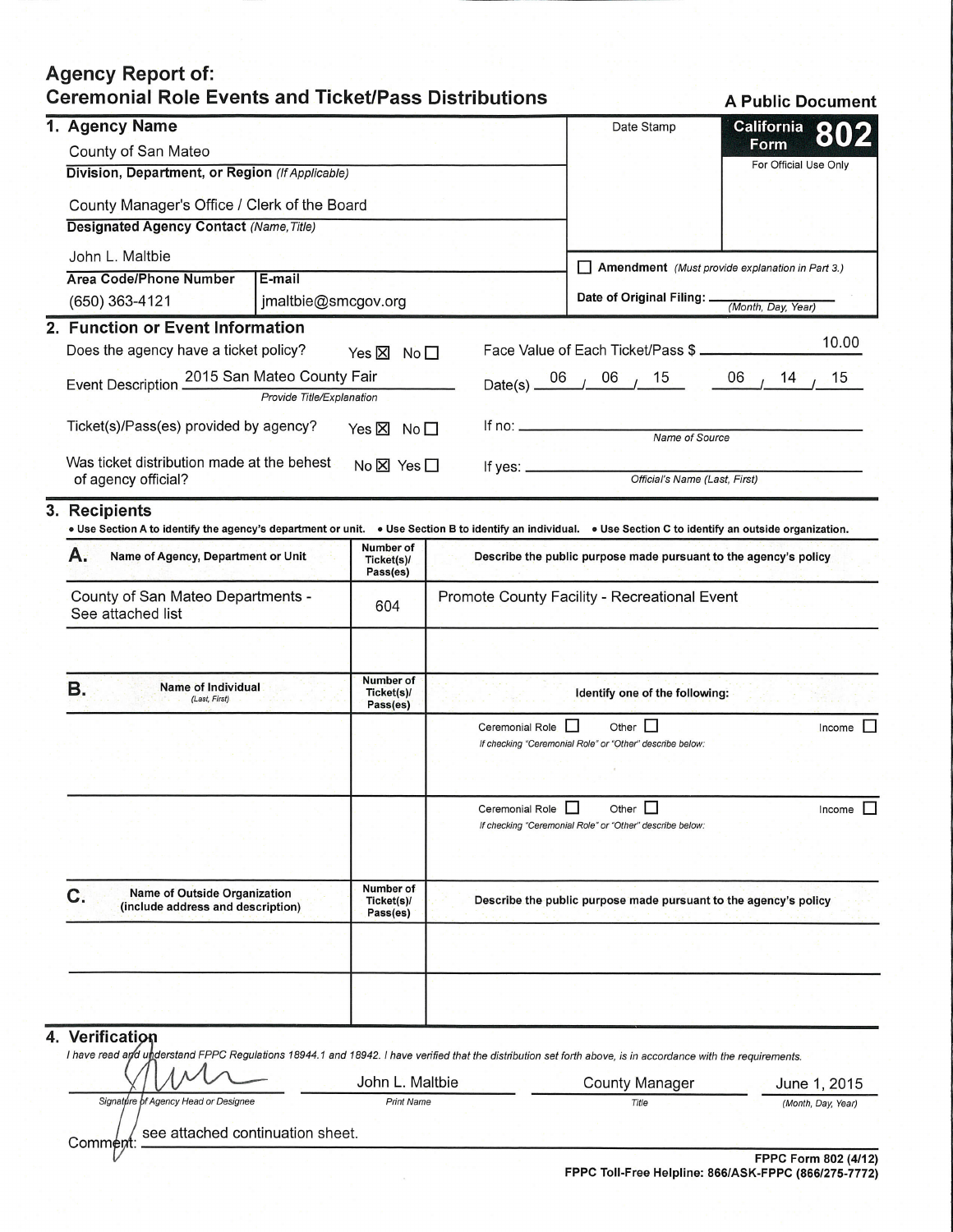# Agency Report of: Ceremonial Role Events and Ticket/Pass Distributions

**A Public Document**

**California Form 802**

For Official Use Only

Date Stamp

## 1. Agency Name

County of San Mateo

**Division, Department, or Region** *(If Applicable)*

County Manager's Office / Clerk of the Board

**Designated Agency Contact** *(Name, Title)*

John L. Maltbie

| Area Code/Phone Number | E-mail |
|---|---|
| (650) 363-4121 | jmaltbie@smcgov.org |

☐ **Amendment** *(Must provide explanation in Part 3.)*

**Date of Original Filing:** ____________ *(Month, Day, Year)*

## 2. Function or Event Information

Does the agency have a ticket policy? Yes ☒ No ☐

Face Value of Each Ticket/Pass $ 10.00

Event Description: 2015 San Mateo County Fair *(Provide Title/Explanation)*

Date(s): 06 / 06 / 15 — 06 / 14 / 15

Ticket(s)/Pass(es) provided by agency? Yes ☒ No ☐

If no: ____________ *(Name of Source)*

Was ticket distribution made at the behest of agency official? No ☒ Yes ☐

If yes: ____________ *(Official's Name (Last, First))*

## 3. Recipients

• Use Section A to identify the agency's department or unit. • Use Section B to identify an individual. • Use Section C to identify an outside organization.

| A. Name of Agency, Department or Unit | Number of Ticket(s)/ Pass(es) | Describe the public purpose made pursuant to the agency's policy |
|---|---|---|
| County of San Mateo Departments - See attached list | 604 | Promote County Facility - Recreational Event |
| | | |

| B. Name of Individual (Last, First) | Number of Ticket(s)/ Pass(es) | Identify one of the following: |
|---|---|---|
| | | Ceremonial Role ☐ Other ☐ Income ☐ *If checking "Ceremonial Role" or "Other" describe below:* |
| | | Ceremonial Role ☐ Other ☐ Income ☐ *If checking "Ceremonial Role" or "Other" describe below:* |

| C. Name of Outside Organization (include address and description) | Number of Ticket(s)/ Pass(es) | Describe the public purpose made pursuant to the agency's policy |
|---|---|---|
| | | |
| | | |

## 4. Verification

*I have read and understand FPPC Regulations 18944.1 and 18942. I have verified that the distribution set forth above, is in accordance with the requirements.*

| [Signature] | John L. Maltbie | County Manager | June 1, 2015 |
|---|---|---|---|
| Signature of Agency Head or Designee | Print Name | Title | (Month, Day, Year) |

Comment: see attached continuation sheet.

FPPC Form 802 (4/12)

FPPC Toll-Free Helpline: 866/ASK-FPPC (866/275-7772)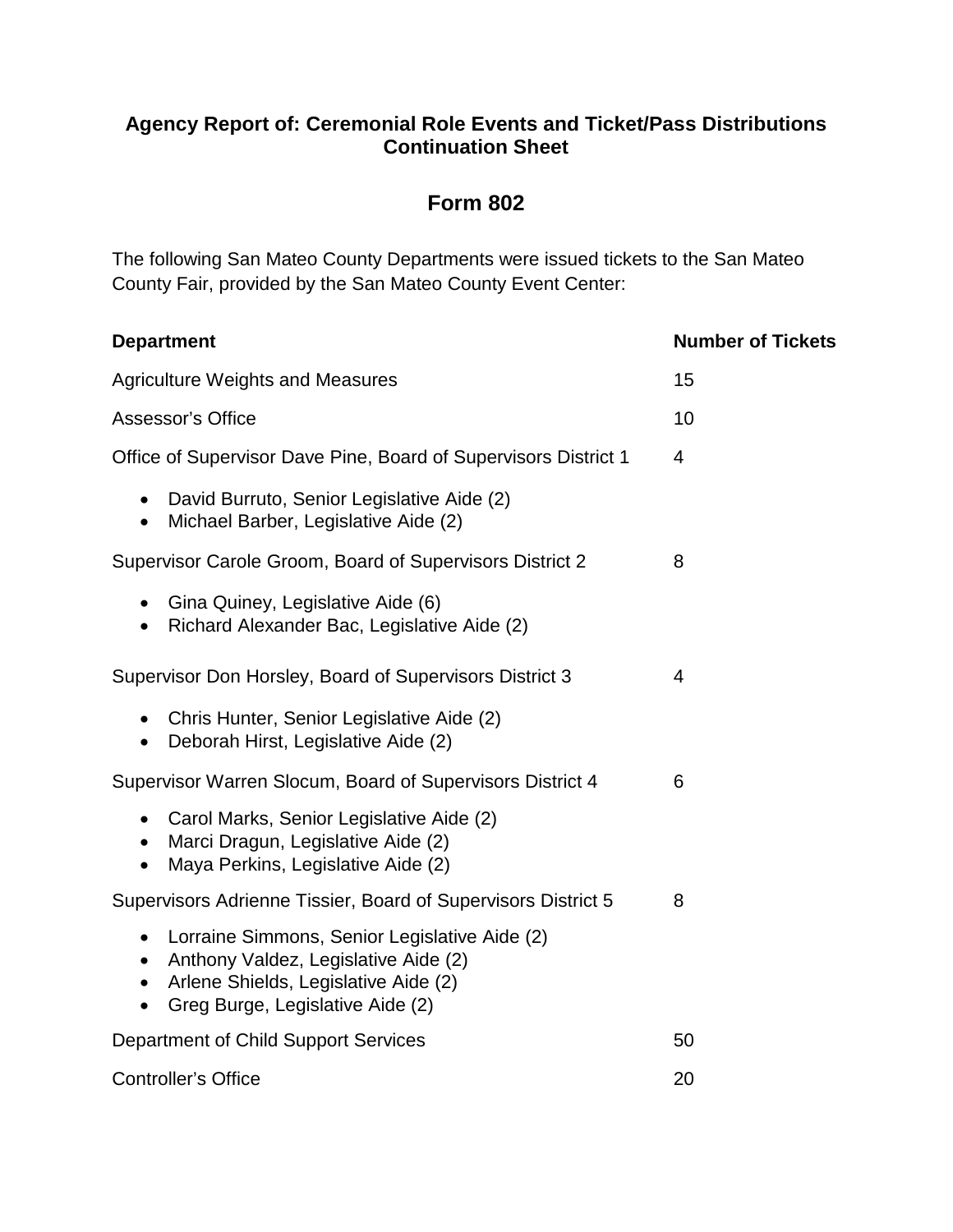**Agency Report of: Ceremonial Role Events and Ticket/Pass Distributions Continuation Sheet**

## Form 802

The following San Mateo County Departments were issued tickets to the San Mateo County Fair, provided by the San Mateo County Event Center:

| Department | Number of Tickets |
|---|---|
| Agriculture Weights and Measures | 15 |
| Assessor's Office | 10 |
| Office of Supervisor Dave Pine, Board of Supervisors District 1 | 4 |
| • David Burruto, Senior Legislative Aide (2)<br>• Michael Barber, Legislative Aide (2) | |
| Supervisor Carole Groom, Board of Supervisors District 2 | 8 |
| • Gina Quiney, Legislative Aide (6)<br>• Richard Alexander Bac, Legislative Aide (2) | |
| Supervisor Don Horsley, Board of Supervisors District 3 | 4 |
| • Chris Hunter, Senior Legislative Aide (2)<br>• Deborah Hirst, Legislative Aide (2) | |
| Supervisor Warren Slocum, Board of Supervisors District 4 | 6 |
| • Carol Marks, Senior Legislative Aide (2)<br>• Marci Dragun, Legislative Aide (2)<br>• Maya Perkins, Legislative Aide (2) | |
| Supervisors Adrienne Tissier, Board of Supervisors District 5 | 8 |
| • Lorraine Simmons, Senior Legislative Aide (2)<br>• Anthony Valdez, Legislative Aide (2)<br>• Arlene Shields, Legislative Aide (2)<br>• Greg Burge, Legislative Aide (2) | |
| Department of Child Support Services | 50 |
| Controller's Office | 20 |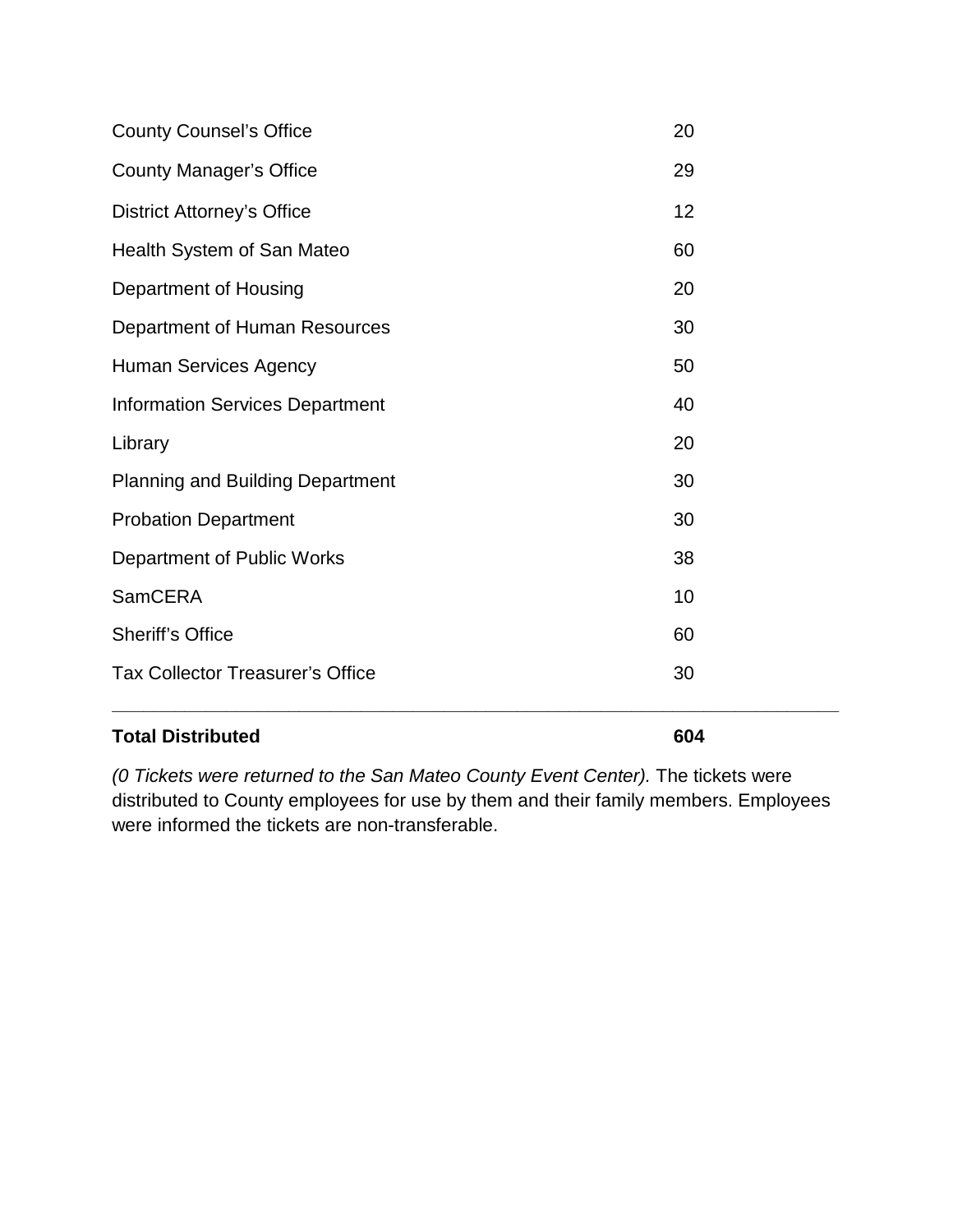| | |
|---|---|
| County Counsel's Office | 20 |
| County Manager's Office | 29 |
| District Attorney's Office | 12 |
| Health System of San Mateo | 60 |
| Department of Housing | 20 |
| Department of Human Resources | 30 |
| Human Services Agency | 50 |
| Information Services Department | 40 |
| Library | 20 |
| Planning and Building Department | 30 |
| Probation Department | 30 |
| Department of Public Works | 38 |
| SamCERA | 10 |
| Sheriff's Office | 60 |
| Tax Collector Treasurer's Office | 30 |
| **Total Distributed** | **604** |

*(0 Tickets were returned to the San Mateo County Event Center).* The tickets were distributed to County employees for use by them and their family members. Employees were informed the tickets are non-transferable.